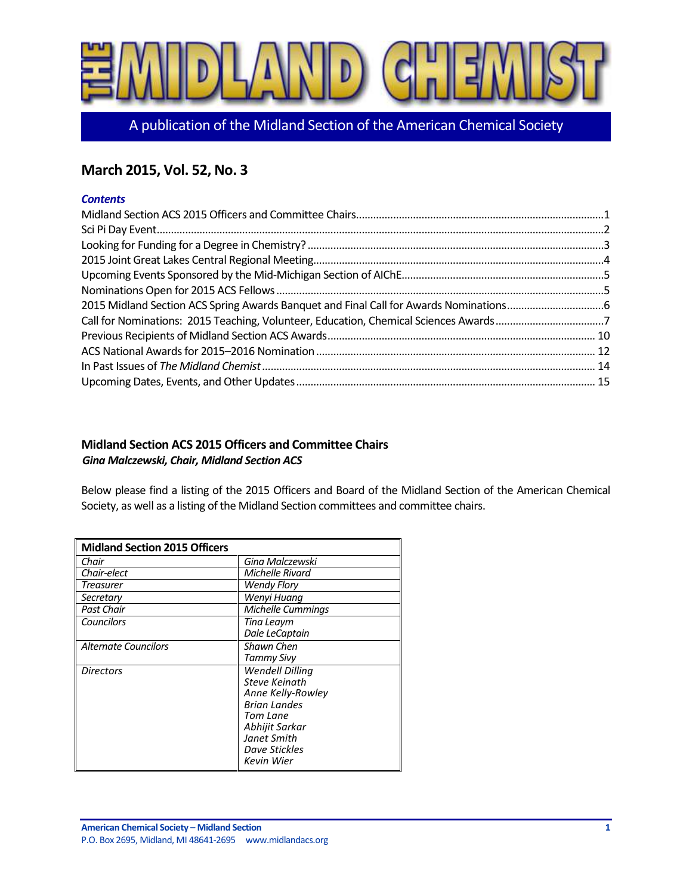# THE MIDLAND CHEMIST

A publication of the Midland Section of the American Chemical Society

## March 2015, Vol. 52, No. 3

***Contents***

Midland Section ACS 2015 Officers and Committee Chairs....1
Sci Pi Day Event....2
Looking for Funding for a Degree in Chemistry?....3
2015 Joint Great Lakes Central Regional Meeting....4
Upcoming Events Sponsored by the Mid-Michigan Section of AIChE....5
Nominations Open for 2015 ACS Fellows....5
2015 Midland Section ACS Spring Awards Banquet and Final Call for Awards Nominations....6
Call for Nominations: 2015 Teaching, Volunteer, Education, Chemical Sciences Awards....7
Previous Recipients of Midland Section ACS Awards....10
ACS National Awards for 2015–2016 Nomination....12
In Past Issues of *The Midland Chemist*....14
Upcoming Dates, Events, and Other Updates....15

### Midland Section ACS 2015 Officers and Committee Chairs

***Gina Malczewski, Chair, Midland Section ACS***

Below please find a listing of the 2015 Officers and Board of the Midland Section of the American Chemical Society, as well as a listing of the Midland Section committees and committee chairs.

| **Midland Section 2015 Officers** | |
|---|---|
| *Chair* | *Gina Malczewski* |
| *Chair-elect* | *Michelle Rivard* |
| *Treasurer* | *Wendy Flory* |
| *Secretary* | *Wenyi Huang* |
| *Past Chair* | *Michelle Cummings* |
| *Councilors* | *Tina Leaym*<br>*Dale LeCaptain* |
| *Alternate Councilors* | *Shawn Chen*<br>*Tammy Sivy* |
| *Directors* | *Wendell Dilling*<br>*Steve Keinath*<br>*Anne Kelly-Rowley*<br>*Brian Landes*<br>*Tom Lane*<br>*Abhijit Sarkar*<br>*Janet Smith*<br>*Dave Stickles*<br>*Kevin Wier* |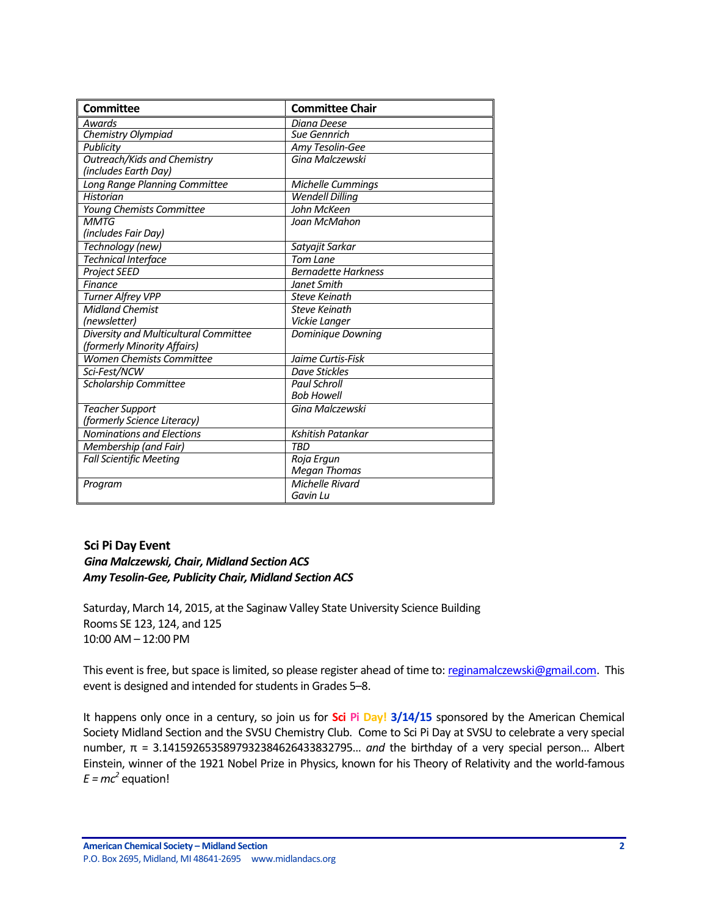| Committee | Committee Chair |
|---|---|
| *Awards* | *Diana Deese* |
| *Chemistry Olympiad* | *Sue Gennrich* |
| *Publicity* | *Amy Tesolin-Gee* |
| *Outreach/Kids and Chemistry (includes Earth Day)* | *Gina Malczewski* |
| *Long Range Planning Committee* | *Michelle Cummings* |
| *Historian* | *Wendell Dilling* |
| *Young Chemists Committee* | *John McKeen* |
| *MMTG (includes Fair Day)* | *Joan McMahon* |
| *Technology (new)* | *Satyajit Sarkar* |
| *Technical Interface* | *Tom Lane* |
| *Project SEED* | *Bernadette Harkness* |
| *Finance* | *Janet Smith* |
| *Turner Alfrey VPP* | *Steve Keinath* |
| *Midland Chemist (newsletter)* | *Steve Keinath, Vickie Langer* |
| *Diversity and Multicultural Committee (formerly Minority Affairs)* | *Dominique Downing* |
| *Women Chemists Committee* | *Jaime Curtis-Fisk* |
| *Sci-Fest/NCW* | *Dave Stickles* |
| *Scholarship Committee* | *Paul Schroll, Bob Howell* |
| *Teacher Support (formerly Science Literacy)* | *Gina Malczewski* |
| *Nominations and Elections* | *Kshitish Patankar* |
| *Membership (and Fair)* | *TBD* |
| *Fall Scientific Meeting* | *Roja Ergun, Megan Thomas* |
| *Program* | *Michelle Rivard, Gavin Lu* |

### Sci Pi Day Event

***Gina Malczewski, Chair, Midland Section ACS***
***Amy Tesolin-Gee, Publicity Chair, Midland Section ACS***

Saturday, March 14, 2015, at the Saginaw Valley State University Science Building
Rooms SE 123, 124, and 125
10:00 AM – 12:00 PM

This event is free, but space is limited, so please register ahead of time to: reginamalczewski@gmail.com. This event is designed and intended for students in Grades 5–8.

It happens only once in a century, so join us for **Sci Pi Day! 3/14/15** sponsored by the American Chemical Society Midland Section and the SVSU Chemistry Club. Come to Sci Pi Day at SVSU to celebrate a very special number, π = 3.14159265358979323846264338327​95… *and* the birthday of a very special person… Albert Einstein, winner of the 1921 Nobel Prize in Physics, known for his Theory of Relativity and the world-famous $E = mc^2$ equation!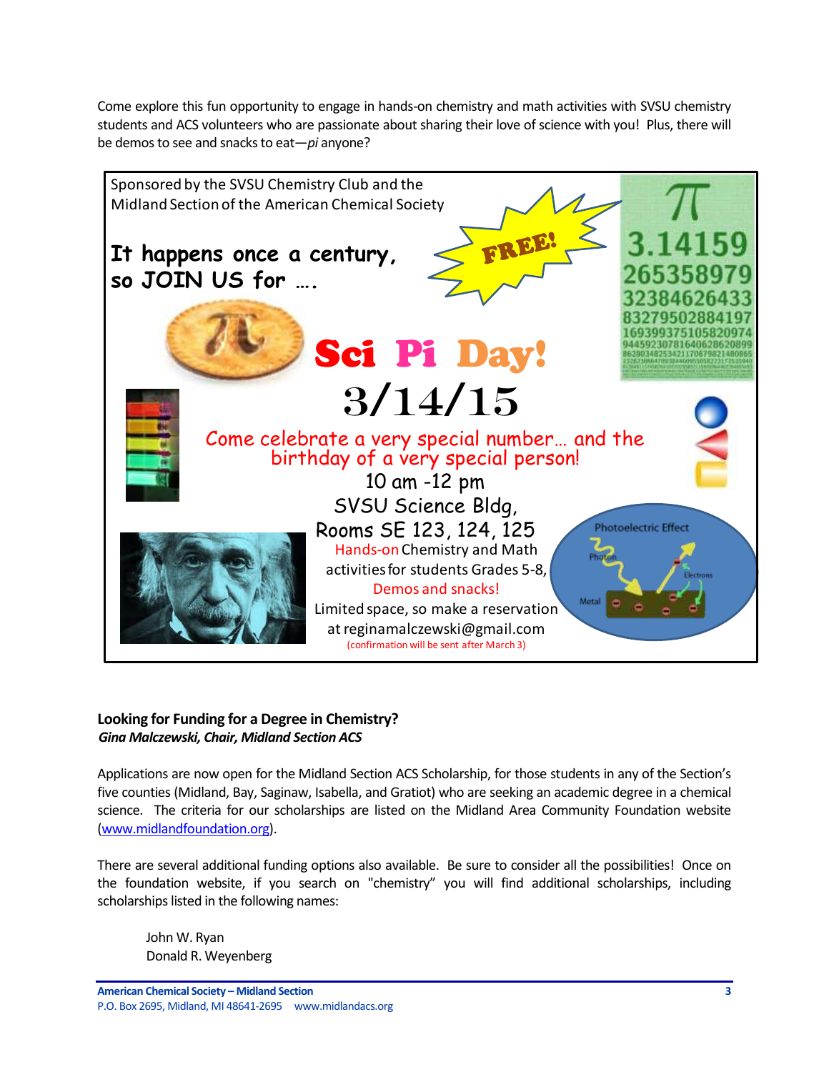Come explore this fun opportunity to engage in hands-on chemistry and math activities with SVSU chemistry students and ACS volunteers who are passionate about sharing their love of science with you! Plus, there will be demos to see and snacks to eat—*pi* anyone?

Sponsored by the SVSU Chemistry Club and the Midland Section of the American Chemical Society

**It happens once a century, so JOIN US for ….**

FREE!

# Sci Pi Day!

## 3/14/15

Come celebrate a very special number… and the birthday of a very special person!

10 am -12 pm

SVSU Science Bldg, Rooms SE 123, 124, 125

Hands-on Chemistry and Math activities for students Grades 5-8,

Demos and snacks!

Limited space, so make a reservation at reginamalczewski@gmail.com

(confirmation will be sent after March 3)

### Looking for Funding for a Degree in Chemistry?

***Gina Malczewski, Chair, Midland Section ACS***

Applications are now open for the Midland Section ACS Scholarship, for those students in any of the Section's five counties (Midland, Bay, Saginaw, Isabella, and Gratiot) who are seeking an academic degree in a chemical science. The criteria for our scholarships are listed on the Midland Area Community Foundation website (www.midlandfoundation.org).

There are several additional funding options also available. Be sure to consider all the possibilities! Once on the foundation website, if you search on "chemistry" you will find additional scholarships, including scholarships listed in the following names:

John W. Ryan
Donald R. Weyenberg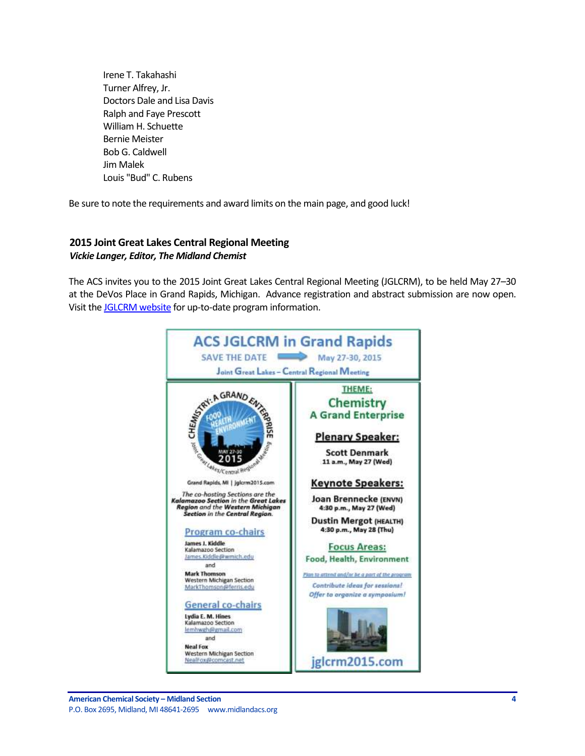Irene T. Takahashi
Turner Alfrey, Jr.
Doctors Dale and Lisa Davis
Ralph and Faye Prescott
William H. Schuette
Bernie Meister
Bob G. Caldwell
Jim Malek
Louis "Bud" C. Rubens

Be sure to note the requirements and award limits on the main page, and good luck!

### 2015 Joint Great Lakes Central Regional Meeting

***Vickie Langer, Editor, The Midland Chemist***

The ACS invites you to the 2015 Joint Great Lakes Central Regional Meeting (JGLCRM), to be held May 27–30 at the DeVos Place in Grand Rapids, Michigan. Advance registration and abstract submission are now open. Visit the [JGLCRM website] for up-to-date program information.

**ACS JGLCRM in Grand Rapids**

SAVE THE DATE → May 27-30, 2015

Joint Great Lakes – Central Regional Meeting

CHEMISTRY: A GRAND ENTERPRISE — FOOD, HEALTH, ENVIRONMENT — MAY 27-30 2015 — Joint Great Lakes/Central Regional Meeting

Grand Rapids, MI | jglcrm2015.com

*The co-hosting Sections are the **Kalamazoo Section** in the **Great Lakes Region** and the **Western Michigan Section** in the **Central Region**.*

**Program co-chairs**

**James J. Kiddle**
Kalamazoo Section
James.Kiddle@wmich.edu

and

**Mark Thomson**
Western Michigan Section
MarkThomson@ferris.edu

**General co-chairs**

**Lydia E. M. Hines**
Kalamazoo Section
lemhwgh@gmail.com

and

**Neal Fox**
Western Michigan Section
NealFox@comcast.net

**THEME:**
**Chemistry**
**A Grand Enterprise**

**Plenary Speaker:**
**Scott Denmark**
11 a.m., May 27 (Wed)

**Keynote Speakers:**
**Joan Brennecke** (ENVN)
4:30 p.m., May 27 (Wed)

**Dustin Mergot** (HEALTH)
4:30 p.m., May 28 (Thu)

**Focus Areas:**
Food, Health, Environment

*Plan to attend and/or be a part of the program*

*Contribute ideas for sessions!*
*Offer to organize a symposium!*

jglcrm2015.com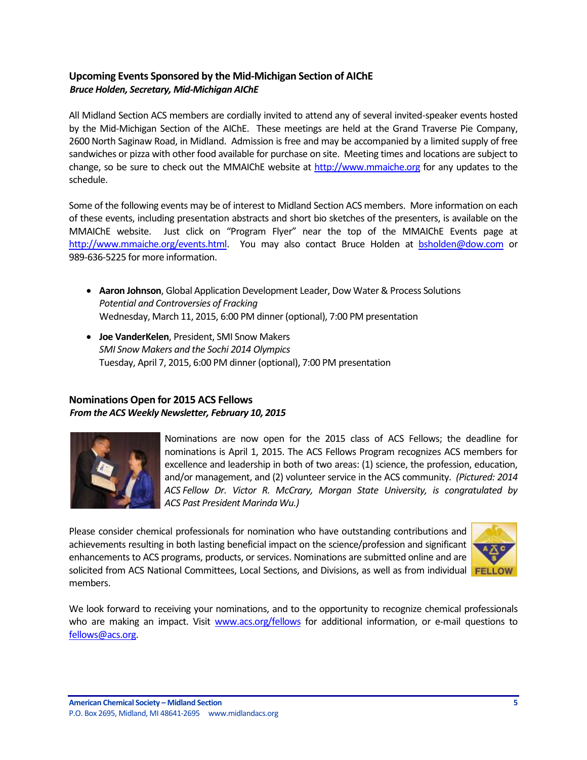## Upcoming Events Sponsored by the Mid-Michigan Section of AIChE

***Bruce Holden, Secretary, Mid-Michigan AIChE***

All Midland Section ACS members are cordially invited to attend any of several invited-speaker events hosted by the Mid-Michigan Section of the AIChE. These meetings are held at the Grand Traverse Pie Company, 2600 North Saginaw Road, in Midland. Admission is free and may be accompanied by a limited supply of free sandwiches or pizza with other food available for purchase on site. Meeting times and locations are subject to change, so be sure to check out the MMAIChE website at http://www.mmaiche.org for any updates to the schedule.

Some of the following events may be of interest to Midland Section ACS members. More information on each of these events, including presentation abstracts and short bio sketches of the presenters, is available on the MMAIChE website. Just click on "Program Flyer" near the top of the MMAIChE Events page at http://www.mmaiche.org/events.html. You may also contact Bruce Holden at bsholden@dow.com or 989-636-5225 for more information.

- **Aaron Johnson**, Global Application Development Leader, Dow Water & Process Solutions
  *Potential and Controversies of Fracking*
  Wednesday, March 11, 2015, 6:00 PM dinner (optional), 7:00 PM presentation

- **Joe VanderKelen**, President, SMI Snow Makers
  *SMI Snow Makers and the Sochi 2014 Olympics*
  Tuesday, April 7, 2015, 6:00 PM dinner (optional), 7:00 PM presentation

## Nominations Open for 2015 ACS Fellows

***From the ACS Weekly Newsletter, February 10, 2015***

Nominations are now open for the 2015 class of ACS Fellows; the deadline for nominations is April 1, 2015. The ACS Fellows Program recognizes ACS members for excellence and leadership in both of two areas: (1) science, the profession, education, and/or management, and (2) volunteer service in the ACS community. *(Pictured: 2014 ACS Fellow Dr. Victor R. McCrary, Morgan State University, is congratulated by ACS Past President Marinda Wu.)*

Please consider chemical professionals for nomination who have outstanding contributions and achievements resulting in both lasting beneficial impact on the science/profession and significant enhancements to ACS programs, products, or services. Nominations are submitted online and are solicited from ACS National Committees, Local Sections, and Divisions, as well as from individual members.

We look forward to receiving your nominations, and to the opportunity to recognize chemical professionals who are making an impact. Visit www.acs.org/fellows for additional information, or e-mail questions to fellows@acs.org.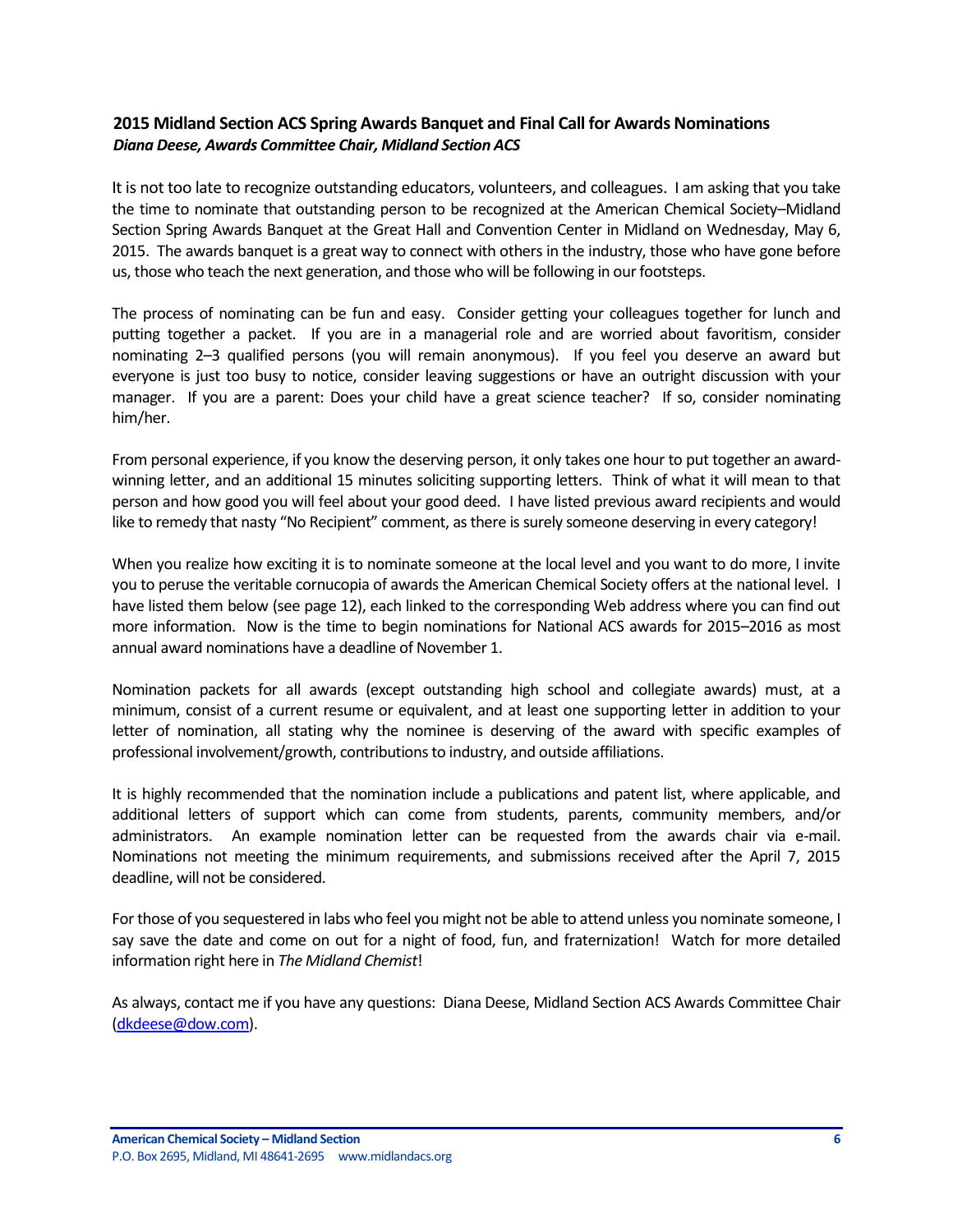## 2015 Midland Section ACS Spring Awards Banquet and Final Call for Awards Nominations

***Diana Deese, Awards Committee Chair, Midland Section ACS***

It is not too late to recognize outstanding educators, volunteers, and colleagues. I am asking that you take the time to nominate that outstanding person to be recognized at the American Chemical Society–Midland Section Spring Awards Banquet at the Great Hall and Convention Center in Midland on Wednesday, May 6, 2015. The awards banquet is a great way to connect with others in the industry, those who have gone before us, those who teach the next generation, and those who will be following in our footsteps.

The process of nominating can be fun and easy. Consider getting your colleagues together for lunch and putting together a packet. If you are in a managerial role and are worried about favoritism, consider nominating 2–3 qualified persons (you will remain anonymous). If you feel you deserve an award but everyone is just too busy to notice, consider leaving suggestions or have an outright discussion with your manager. If you are a parent: Does your child have a great science teacher? If so, consider nominating him/her.

From personal experience, if you know the deserving person, it only takes one hour to put together an award-winning letter, and an additional 15 minutes soliciting supporting letters. Think of what it will mean to that person and how good you will feel about your good deed. I have listed previous award recipients and would like to remedy that nasty "No Recipient" comment, as there is surely someone deserving in every category!

When you realize how exciting it is to nominate someone at the local level and you want to do more, I invite you to peruse the veritable cornucopia of awards the American Chemical Society offers at the national level. I have listed them below (see page 12), each linked to the corresponding Web address where you can find out more information. Now is the time to begin nominations for National ACS awards for 2015–2016 as most annual award nominations have a deadline of November 1.

Nomination packets for all awards (except outstanding high school and collegiate awards) must, at a minimum, consist of a current resume or equivalent, and at least one supporting letter in addition to your letter of nomination, all stating why the nominee is deserving of the award with specific examples of professional involvement/growth, contributions to industry, and outside affiliations.

It is highly recommended that the nomination include a publications and patent list, where applicable, and additional letters of support which can come from students, parents, community members, and/or administrators. An example nomination letter can be requested from the awards chair via e-mail. Nominations not meeting the minimum requirements, and submissions received after the April 7, 2015 deadline, will not be considered.

For those of you sequestered in labs who feel you might not be able to attend unless you nominate someone, I say save the date and come on out for a night of food, fun, and fraternization! Watch for more detailed information right here in *The Midland Chemist*!

As always, contact me if you have any questions: Diana Deese, Midland Section ACS Awards Committee Chair (dkdeese@dow.com).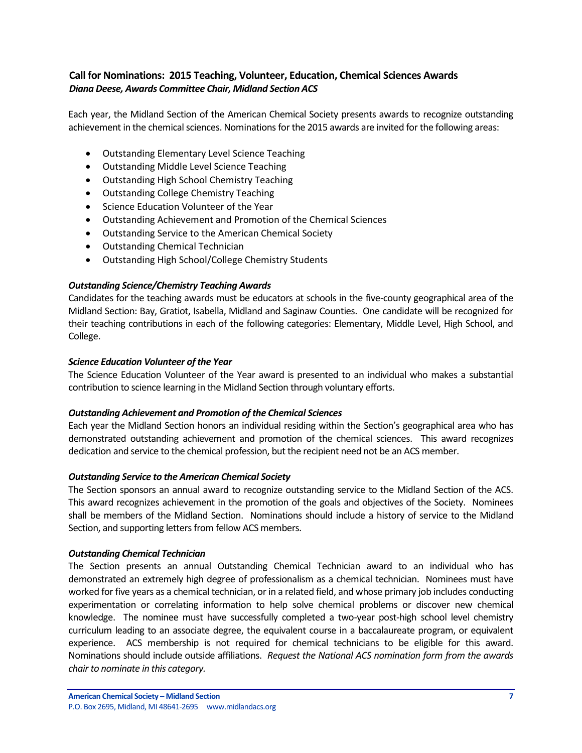## Call for Nominations: 2015 Teaching, Volunteer, Education, Chemical Sciences Awards

***Diana Deese, Awards Committee Chair, Midland Section ACS***

Each year, the Midland Section of the American Chemical Society presents awards to recognize outstanding achievement in the chemical sciences. Nominations for the 2015 awards are invited for the following areas:

- Outstanding Elementary Level Science Teaching
- Outstanding Middle Level Science Teaching
- Outstanding High School Chemistry Teaching
- Outstanding College Chemistry Teaching
- Science Education Volunteer of the Year
- Outstanding Achievement and Promotion of the Chemical Sciences
- Outstanding Service to the American Chemical Society
- Outstanding Chemical Technician
- Outstanding High School/College Chemistry Students

### *Outstanding Science/Chemistry Teaching Awards*

Candidates for the teaching awards must be educators at schools in the five-county geographical area of the Midland Section: Bay, Gratiot, Isabella, Midland and Saginaw Counties. One candidate will be recognized for their teaching contributions in each of the following categories: Elementary, Middle Level, High School, and College.

### *Science Education Volunteer of the Year*

The Science Education Volunteer of the Year award is presented to an individual who makes a substantial contribution to science learning in the Midland Section through voluntary efforts.

### *Outstanding Achievement and Promotion of the Chemical Sciences*

Each year the Midland Section honors an individual residing within the Section's geographical area who has demonstrated outstanding achievement and promotion of the chemical sciences. This award recognizes dedication and service to the chemical profession, but the recipient need not be an ACS member.

### *Outstanding Service to the American Chemical Society*

The Section sponsors an annual award to recognize outstanding service to the Midland Section of the ACS. This award recognizes achievement in the promotion of the goals and objectives of the Society. Nominees shall be members of the Midland Section. Nominations should include a history of service to the Midland Section, and supporting letters from fellow ACS members.

### *Outstanding Chemical Technician*

The Section presents an annual Outstanding Chemical Technician award to an individual who has demonstrated an extremely high degree of professionalism as a chemical technician. Nominees must have worked for five years as a chemical technician, or in a related field, and whose primary job includes conducting experimentation or correlating information to help solve chemical problems or discover new chemical knowledge. The nominee must have successfully completed a two-year post-high school level chemistry curriculum leading to an associate degree, the equivalent course in a baccalaureate program, or equivalent experience. ACS membership is not required for chemical technicians to be eligible for this award. Nominations should include outside affiliations. *Request the National ACS nomination form from the awards chair to nominate in this category.*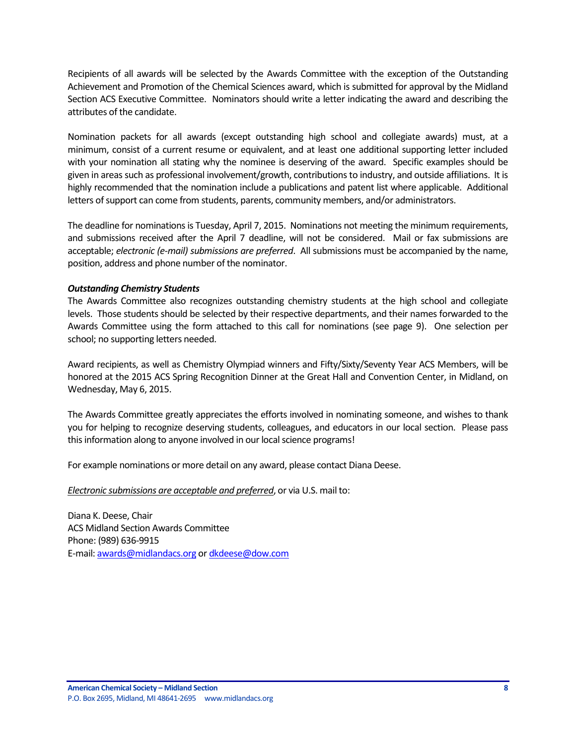Recipients of all awards will be selected by the Awards Committee with the exception of the Outstanding Achievement and Promotion of the Chemical Sciences award, which is submitted for approval by the Midland Section ACS Executive Committee. Nominators should write a letter indicating the award and describing the attributes of the candidate.

Nomination packets for all awards (except outstanding high school and collegiate awards) must, at a minimum, consist of a current resume or equivalent, and at least one additional supporting letter included with your nomination all stating why the nominee is deserving of the award. Specific examples should be given in areas such as professional involvement/growth, contributions to industry, and outside affiliations. It is highly recommended that the nomination include a publications and patent list where applicable. Additional letters of support can come from students, parents, community members, and/or administrators.

The deadline for nominations is Tuesday, April 7, 2015. Nominations not meeting the minimum requirements, and submissions received after the April 7 deadline, will not be considered. Mail or fax submissions are acceptable; *electronic (e-mail) submissions are preferred*. All submissions must be accompanied by the name, position, address and phone number of the nominator.

***Outstanding Chemistry Students***

The Awards Committee also recognizes outstanding chemistry students at the high school and collegiate levels. Those students should be selected by their respective departments, and their names forwarded to the Awards Committee using the form attached to this call for nominations (see page 9). One selection per school; no supporting letters needed.

Award recipients, as well as Chemistry Olympiad winners and Fifty/Sixty/Seventy Year ACS Members, will be honored at the 2015 ACS Spring Recognition Dinner at the Great Hall and Convention Center, in Midland, on Wednesday, May 6, 2015.

The Awards Committee greatly appreciates the efforts involved in nominating someone, and wishes to thank you for helping to recognize deserving students, colleagues, and educators in our local section. Please pass this information along to anyone involved in our local science programs!

For example nominations or more detail on any award, please contact Diana Deese.

*Electronic submissions are acceptable and preferred*, or via U.S. mail to:

Diana K. Deese, Chair
ACS Midland Section Awards Committee
Phone: (989) 636-9915
E-mail: awards@midlandacs.org or dkdeese@dow.com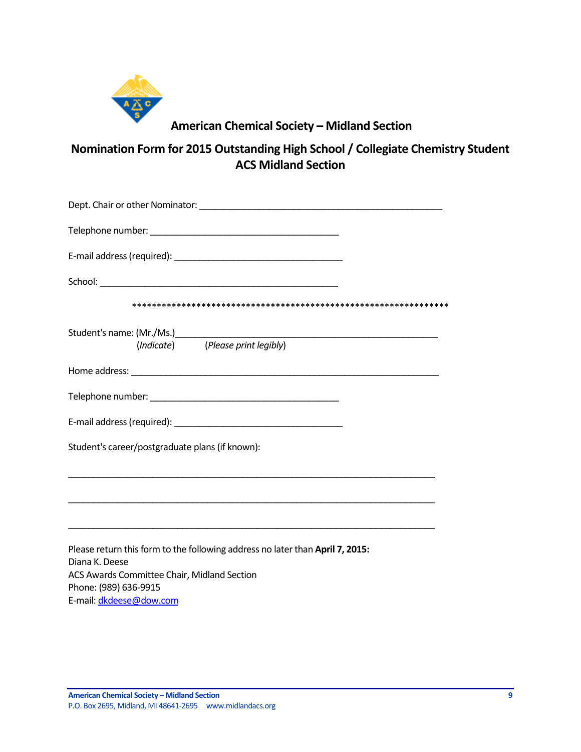## American Chemical Society – Midland Section

## Nomination Form for 2015 Outstanding High School / Collegiate Chemistry Student ACS Midland Section

Dept. Chair or other Nominator: ________________________________________________

Telephone number: _____________________________________

E-mail address (required): _________________________________

School: _______________________________________________

**************************************************************

Student's name: (Mr./Ms.)____________________________________________________
(*Indicate*) (*Please print legibly*)

Home address: ____________________________________________________________

Telephone number: _____________________________________

E-mail address (required): _________________________________

Student's career/postgraduate plans (if known):

________________________________________________________________________

________________________________________________________________________

________________________________________________________________________

Please return this form to the following address no later than **April 7, 2015:**
Diana K. Deese
ACS Awards Committee Chair, Midland Section
Phone: (989) 636-9915
E-mail: dkdeese@dow.com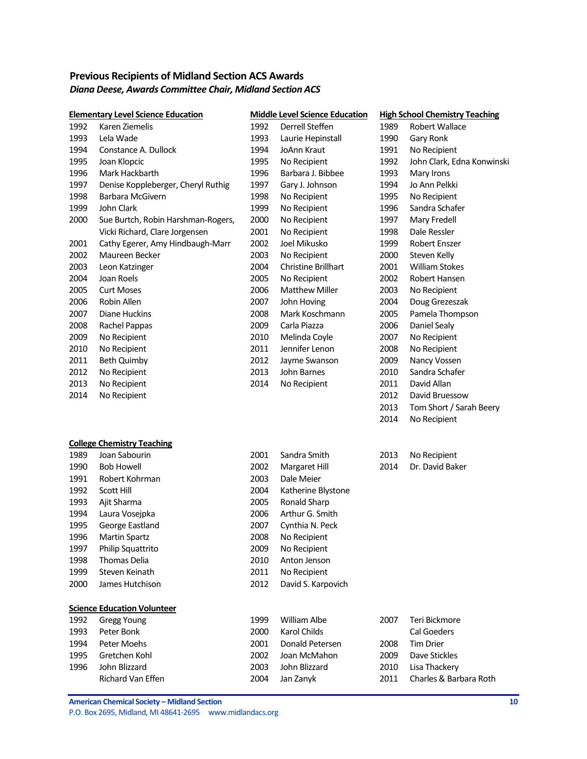## Previous Recipients of Midland Section ACS Awards

***Diana Deese, Awards Committee Chair, Midland Section ACS***

### Elementary Level Science Education

| Year | Recipient |
|---|---|
| 1992 | Karen Ziemelis |
| 1993 | Lela Wade |
| 1994 | Constance A. Dullock |
| 1995 | Joan Klopcic |
| 1996 | Mark Hackbarth |
| 1997 | Denise Koppleberger, Cheryl Ruthig |
| 1998 | Barbara McGivern |
| 1999 | John Clark |
| 2000 | Sue Burtch, Robin Harshman-Rogers, Vicki Richard, Clare Jorgensen |
| 2001 | Cathy Egerer, Amy Hindbaugh-Marr |
| 2002 | Maureen Becker |
| 2003 | Leon Katzinger |
| 2004 | Joan Roels |
| 2005 | Curt Moses |
| 2006 | Robin Allen |
| 2007 | Diane Huckins |
| 2008 | Rachel Pappas |
| 2009 | No Recipient |
| 2010 | No Recipient |
| 2011 | Beth Quimby |
| 2012 | No Recipient |
| 2013 | No Recipient |
| 2014 | No Recipient |

### Middle Level Science Education

| Year | Recipient |
|---|---|
| 1992 | Derrell Steffen |
| 1993 | Laurie Hepinstall |
| 1994 | JoAnn Kraut |
| 1995 | No Recipient |
| 1996 | Barbara J. Bibbee |
| 1997 | Gary J. Johnson |
| 1998 | No Recipient |
| 1999 | No Recipient |
| 2000 | No Recipient |
| 2001 | No Recipient |
| 2002 | Joel Mikusko |
| 2003 | No Recipient |
| 2004 | Christine Brillhart |
| 2005 | No Recipient |
| 2006 | Matthew Miller |
| 2007 | John Hoving |
| 2008 | Mark Koschmann |
| 2009 | Carla Piazza |
| 2010 | Melinda Coyle |
| 2011 | Jennifer Lenon |
| 2012 | Jayme Swanson |
| 2013 | John Barnes |
| 2014 | No Recipient |

### High School Chemistry Teaching

| Year | Recipient |
|---|---|
| 1989 | Robert Wallace |
| 1990 | Gary Ronk |
| 1991 | No Recipient |
| 1992 | John Clark, Edna Konwinski |
| 1993 | Mary Irons |
| 1994 | Jo Ann Pelkki |
| 1995 | No Recipient |
| 1996 | Sandra Schafer |
| 1997 | Mary Fredell |
| 1998 | Dale Ressler |
| 1999 | Robert Enszer |
| 2000 | Steven Kelly |
| 2001 | William Stokes |
| 2002 | Robert Hansen |
| 2003 | No Recipient |
| 2004 | Doug Grezeszak |
| 2005 | Pamela Thompson |
| 2006 | Daniel Sealy |
| 2007 | No Recipient |
| 2008 | No Recipient |
| 2009 | Nancy Vossen |
| 2010 | Sandra Schafer |
| 2011 | David Allan |
| 2012 | David Bruessow |
| 2013 | Tom Short / Sarah Beery |
| 2014 | No Recipient |

### College Chemistry Teaching

| Year | Recipient |
|---|---|
| 1989 | Joan Sabourin |
| 1990 | Bob Howell |
| 1991 | Robert Kohrman |
| 1992 | Scott Hill |
| 1993 | Ajit Sharma |
| 1994 | Laura Vosejpka |
| 1995 | George Eastland |
| 1996 | Martin Spartz |
| 1997 | Philip Squattrito |
| 1998 | Thomas Delia |
| 1999 | Steven Keinath |
| 2000 | James Hutchison |
| 2001 | Sandra Smith |
| 2002 | Margaret Hill |
| 2003 | Dale Meier |
| 2004 | Katherine Blystone |
| 2005 | Ronald Sharp |
| 2006 | Arthur G. Smith |
| 2007 | Cynthia N. Peck |
| 2008 | No Recipient |
| 2009 | No Recipient |
| 2010 | Anton Jenson |
| 2011 | No Recipient |
| 2012 | David S. Karpovich |
| 2013 | No Recipient |
| 2014 | Dr. David Baker |

### Science Education Volunteer

| Year | Recipient |
|---|---|
| 1992 | Gregg Young |
| 1993 | Peter Bonk |
| 1994 | Peter Moehs |
| 1995 | Gretchen Kohl |
| 1996 | John Blizzard, Richard Van Effen |
| 1999 | William Albe |
| 2000 | Karol Childs |
| 2001 | Donald Petersen |
| 2002 | Joan McMahon |
| 2003 | John Blizzard |
| 2004 | Jan Zanyk |
| 2007 | Teri Bickmore, Cal Goeders |
| 2008 | Tim Drier |
| 2009 | Dave Stickles |
| 2010 | Lisa Thackery |
| 2011 | Charles & Barbara Roth |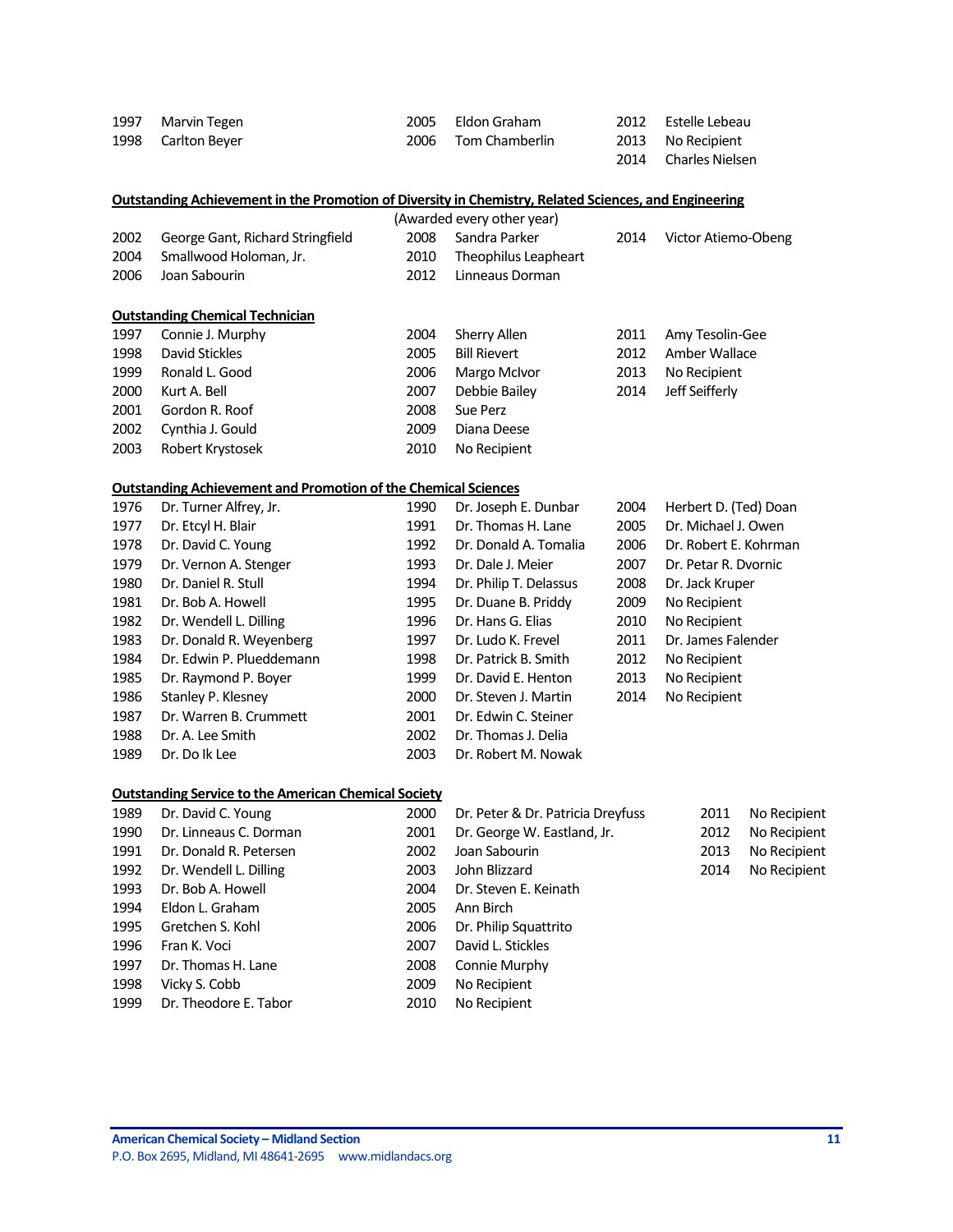| | | | | | |
|---|---|---|---|---|---|
| 1997 | Marvin Tegen | 2005 | Eldon Graham | 2012 | Estelle Lebeau |
| 1998 | Carlton Beyer | 2006 | Tom Chamberlin | 2013 | No Recipient |
| | | | | 2014 | Charles Nielsen |

**Outstanding Achievement in the Promotion of Diversity in Chemistry, Related Sciences, and Engineering**

(Awarded every other year)

| | | | | | |
|---|---|---|---|---|---|
| 2002 | George Gant, Richard Stringfield | 2008 | Sandra Parker | 2014 | Victor Atiemo-Obeng |
| 2004 | Smallwood Holoman, Jr. | 2010 | Theophilus Leapheart | | |
| 2006 | Joan Sabourin | 2012 | Linneaus Dorman | | |

**Outstanding Chemical Technician**

| | | | | | |
|---|---|---|---|---|---|
| 1997 | Connie J. Murphy | 2004 | Sherry Allen | 2011 | Amy Tesolin-Gee |
| 1998 | David Stickles | 2005 | Bill Rievert | 2012 | Amber Wallace |
| 1999 | Ronald L. Good | 2006 | Margo McIvor | 2013 | No Recipient |
| 2000 | Kurt A. Bell | 2007 | Debbie Bailey | 2014 | Jeff Seifferly |
| 2001 | Gordon R. Roof | 2008 | Sue Perz | | |
| 2002 | Cynthia J. Gould | 2009 | Diana Deese | | |
| 2003 | Robert Krystosek | 2010 | No Recipient | | |

**Outstanding Achievement and Promotion of the Chemical Sciences**

| | | | | | |
|---|---|---|---|---|---|
| 1976 | Dr. Turner Alfrey, Jr. | 1990 | Dr. Joseph E. Dunbar | 2004 | Herbert D. (Ted) Doan |
| 1977 | Dr. Etcyl H. Blair | 1991 | Dr. Thomas H. Lane | 2005 | Dr. Michael J. Owen |
| 1978 | Dr. David C. Young | 1992 | Dr. Donald A. Tomalia | 2006 | Dr. Robert E. Kohrman |
| 1979 | Dr. Vernon A. Stenger | 1993 | Dr. Dale J. Meier | 2007 | Dr. Petar R. Dvornic |
| 1980 | Dr. Daniel R. Stull | 1994 | Dr. Philip T. Delassus | 2008 | Dr. Jack Kruper |
| 1981 | Dr. Bob A. Howell | 1995 | Dr. Duane B. Priddy | 2009 | No Recipient |
| 1982 | Dr. Wendell L. Dilling | 1996 | Dr. Hans G. Elias | 2010 | No Recipient |
| 1983 | Dr. Donald R. Weyenberg | 1997 | Dr. Ludo K. Frevel | 2011 | Dr. James Falender |
| 1984 | Dr. Edwin P. Plueddemann | 1998 | Dr. Patrick B. Smith | 2012 | No Recipient |
| 1985 | Dr. Raymond P. Boyer | 1999 | Dr. David E. Henton | 2013 | No Recipient |
| 1986 | Stanley P. Klesney | 2000 | Dr. Steven J. Martin | 2014 | No Recipient |
| 1987 | Dr. Warren B. Crummett | 2001 | Dr. Edwin C. Steiner | | |
| 1988 | Dr. A. Lee Smith | 2002 | Dr. Thomas J. Delia | | |
| 1989 | Dr. Do Ik Lee | 2003 | Dr. Robert M. Nowak | | |

**Outstanding Service to the American Chemical Society**

| | | | | | |
|---|---|---|---|---|---|
| 1989 | Dr. David C. Young | 2000 | Dr. Peter & Dr. Patricia Dreyfuss | 2011 | No Recipient |
| 1990 | Dr. Linneaus C. Dorman | 2001 | Dr. George W. Eastland, Jr. | 2012 | No Recipient |
| 1991 | Dr. Donald R. Petersen | 2002 | Joan Sabourin | 2013 | No Recipient |
| 1992 | Dr. Wendell L. Dilling | 2003 | John Blizzard | 2014 | No Recipient |
| 1993 | Dr. Bob A. Howell | 2004 | Dr. Steven E. Keinath | | |
| 1994 | Eldon L. Graham | 2005 | Ann Birch | | |
| 1995 | Gretchen S. Kohl | 2006 | Dr. Philip Squattrito | | |
| 1996 | Fran K. Voci | 2007 | David L. Stickles | | |
| 1997 | Dr. Thomas H. Lane | 2008 | Connie Murphy | | |
| 1998 | Vicky S. Cobb | 2009 | No Recipient | | |
| 1999 | Dr. Theodore E. Tabor | 2010 | No Recipient | | |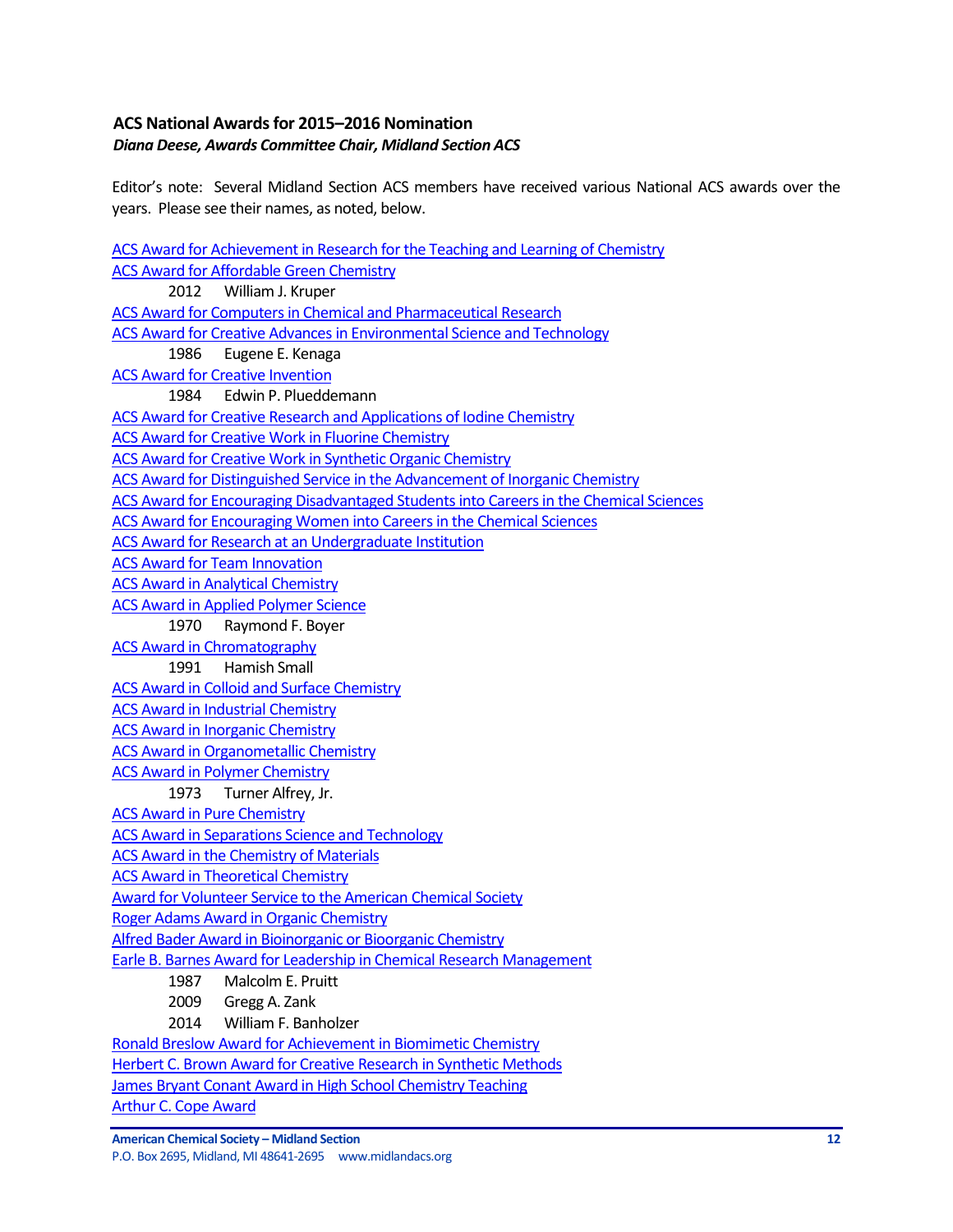### ACS National Awards for 2015–2016 Nomination

***Diana Deese, Awards Committee Chair, Midland Section ACS***

Editor's note: Several Midland Section ACS members have received various National ACS awards over the years. Please see their names, as noted, below.

ACS Award for Achievement in Research for the Teaching and Learning of Chemistry

ACS Award for Affordable Green Chemistry

- 2012 William J. Kruper

ACS Award for Computers in Chemical and Pharmaceutical Research

ACS Award for Creative Advances in Environmental Science and Technology

- 1986 Eugene E. Kenaga

ACS Award for Creative Invention

- 1984 Edwin P. Plueddemann

ACS Award for Creative Research and Applications of Iodine Chemistry

ACS Award for Creative Work in Fluorine Chemistry

ACS Award for Creative Work in Synthetic Organic Chemistry

ACS Award for Distinguished Service in the Advancement of Inorganic Chemistry

ACS Award for Encouraging Disadvantaged Students into Careers in the Chemical Sciences

ACS Award for Encouraging Women into Careers in the Chemical Sciences

ACS Award for Research at an Undergraduate Institution

ACS Award for Team Innovation

ACS Award in Analytical Chemistry

ACS Award in Applied Polymer Science

- 1970 Raymond F. Boyer

ACS Award in Chromatography

- 1991 Hamish Small

ACS Award in Colloid and Surface Chemistry

ACS Award in Industrial Chemistry

ACS Award in Inorganic Chemistry

ACS Award in Organometallic Chemistry

ACS Award in Polymer Chemistry

- 1973 Turner Alfrey, Jr.

ACS Award in Pure Chemistry

ACS Award in Separations Science and Technology

ACS Award in the Chemistry of Materials

ACS Award in Theoretical Chemistry

Award for Volunteer Service to the American Chemical Society

Roger Adams Award in Organic Chemistry

Alfred Bader Award in Bioinorganic or Bioorganic Chemistry

Earle B. Barnes Award for Leadership in Chemical Research Management

- 1987 Malcolm E. Pruitt
- 2009 Gregg A. Zank
- 2014 William F. Banholzer

Ronald Breslow Award for Achievement in Biomimetic Chemistry

Herbert C. Brown Award for Creative Research in Synthetic Methods

James Bryant Conant Award in High School Chemistry Teaching

Arthur C. Cope Award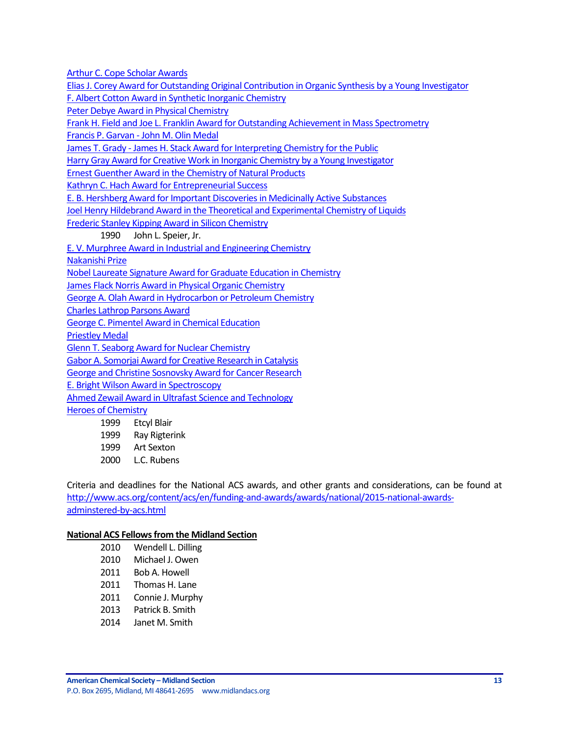[Arthur C. Cope Scholar Awards]
[Elias J. Corey Award for Outstanding Original Contribution in Organic Synthesis by a Young Investigator]
[F. Albert Cotton Award in Synthetic Inorganic Chemistry]
[Peter Debye Award in Physical Chemistry]
[Frank H. Field and Joe L. Franklin Award for Outstanding Achievement in Mass Spectrometry]
[Francis P. Garvan - John M. Olin Medal]
[James T. Grady - James H. Stack Award for Interpreting Chemistry for the Public]
[Harry Gray Award for Creative Work in Inorganic Chemistry by a Young Investigator]
[Ernest Guenther Award in the Chemistry of Natural Products]
[Kathryn C. Hach Award for Entrepreneurial Success]
[E. B. Hershberg Award for Important Discoveries in Medicinally Active Substances]
[Joel Henry Hildebrand Award in the Theoretical and Experimental Chemistry of Liquids]
[Frederic Stanley Kipping Award in Silicon Chemistry]

1990 John L. Speier, Jr.

[E. V. Murphree Award in Industrial and Engineering Chemistry]
[Nakanishi Prize]
[Nobel Laureate Signature Award for Graduate Education in Chemistry]
[James Flack Norris Award in Physical Organic Chemistry]
[George A. Olah Award in Hydrocarbon or Petroleum Chemistry]
[Charles Lathrop Parsons Award]
[George C. Pimentel Award in Chemical Education]
[Priestley Medal]
[Glenn T. Seaborg Award for Nuclear Chemistry]
[Gabor A. Somorjai Award for Creative Research in Catalysis]
[George and Christine Sosnovsky Award for Cancer Research]
[E. Bright Wilson Award in Spectroscopy]
[Ahmed Zewail Award in Ultrafast Science and Technology]
[Heroes of Chemistry]

1999 Etcyl Blair
1999 Ray Rigterink
1999 Art Sexton
2000 L.C. Rubens

Criteria and deadlines for the National ACS awards, and other grants and considerations, can be found at http://www.acs.org/content/acs/en/funding-and-awards/awards/national/2015-national-awards-adminstered-by-acs.html

**National ACS Fellows from the Midland Section**

2010 Wendell L. Dilling
2010 Michael J. Owen
2011 Bob A. Howell
2011 Thomas H. Lane
2011 Connie J. Murphy
2013 Patrick B. Smith
2014 Janet M. Smith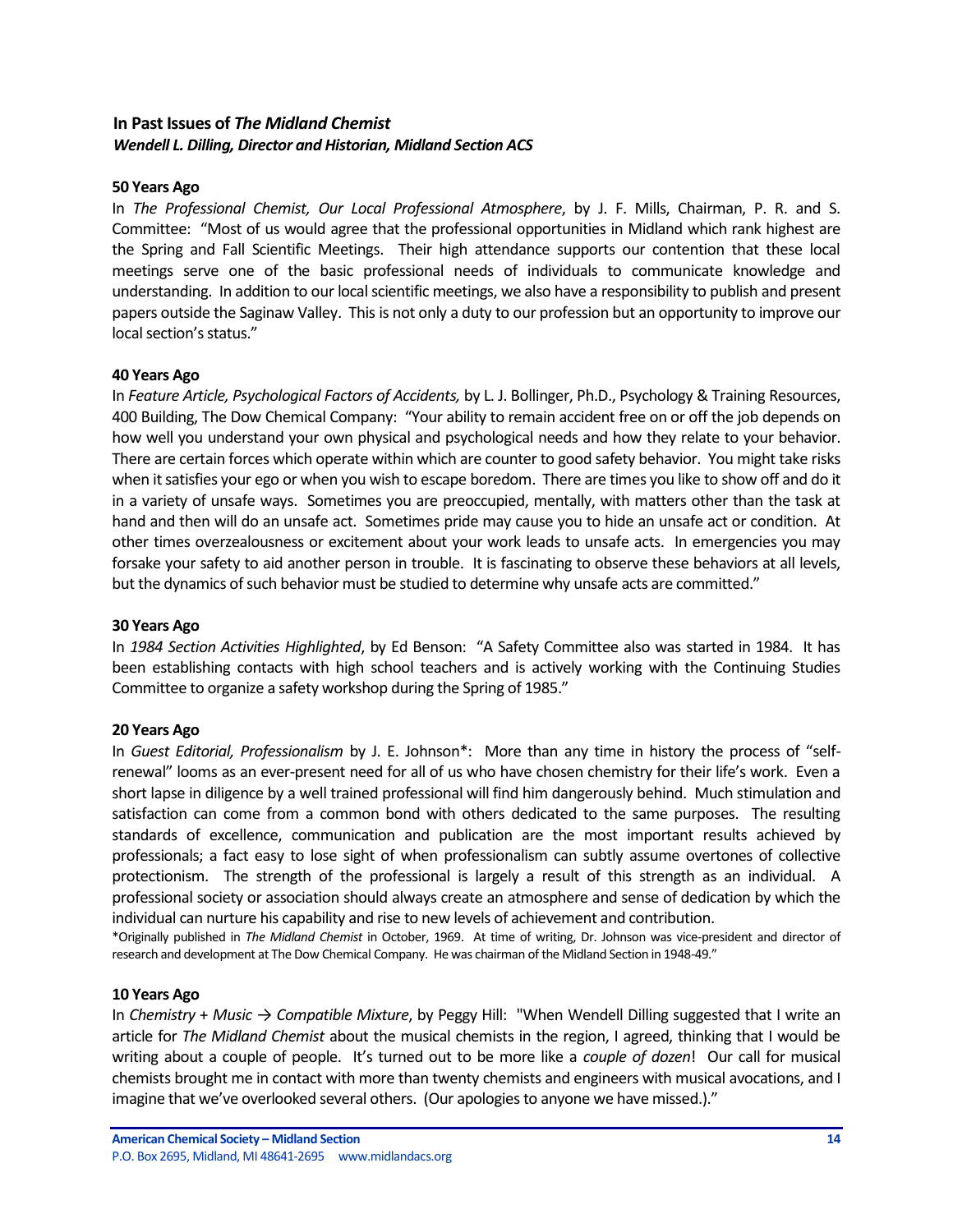## In Past Issues of *The Midland Chemist*

***Wendell L. Dilling, Director and Historian, Midland Section ACS***

### 50 Years Ago

In *The Professional Chemist, Our Local Professional Atmosphere*, by J. F. Mills, Chairman, P. R. and S. Committee: "Most of us would agree that the professional opportunities in Midland which rank highest are the Spring and Fall Scientific Meetings. Their high attendance supports our contention that these local meetings serve one of the basic professional needs of individuals to communicate knowledge and understanding. In addition to our local scientific meetings, we also have a responsibility to publish and present papers outside the Saginaw Valley. This is not only a duty to our profession but an opportunity to improve our local section's status."

### 40 Years Ago

In *Feature Article, Psychological Factors of Accidents,* by L. J. Bollinger, Ph.D., Psychology & Training Resources, 400 Building, The Dow Chemical Company: "Your ability to remain accident free on or off the job depends on how well you understand your own physical and psychological needs and how they relate to your behavior. There are certain forces which operate within which are counter to good safety behavior. You might take risks when it satisfies your ego or when you wish to escape boredom. There are times you like to show off and do it in a variety of unsafe ways. Sometimes you are preoccupied, mentally, with matters other than the task at hand and then will do an unsafe act. Sometimes pride may cause you to hide an unsafe act or condition. At other times overzealousness or excitement about your work leads to unsafe acts. In emergencies you may forsake your safety to aid another person in trouble. It is fascinating to observe these behaviors at all levels, but the dynamics of such behavior must be studied to determine why unsafe acts are committed."

### 30 Years Ago

In *1984 Section Activities Highlighted*, by Ed Benson: "A Safety Committee also was started in 1984. It has been establishing contacts with high school teachers and is actively working with the Continuing Studies Committee to organize a safety workshop during the Spring of 1985."

### 20 Years Ago

In *Guest Editorial, Professionalism* by J. E. Johnson*: More than any time in history the process of "self-renewal" looms as an ever-present need for all of us who have chosen chemistry for their life's work. Even a short lapse in diligence by a well trained professional will find him dangerously behind. Much stimulation and satisfaction can come from a common bond with others dedicated to the same purposes. The resulting standards of excellence, communication and publication are the most important results achieved by professionals; a fact easy to lose sight of when professionalism can subtly assume overtones of collective protectionism. The strength of the professional is largely a result of this strength as an individual. A professional society or association should always create an atmosphere and sense of dedication by which the individual can nurture his capability and rise to new levels of achievement and contribution.

*Originally published in *The Midland Chemist* in October, 1969. At time of writing, Dr. Johnson was vice-president and director of research and development at The Dow Chemical Company. He was chairman of the Midland Section in 1948-49."

### 10 Years Ago

In *Chemistry + Music → Compatible Mixture*, by Peggy Hill: "When Wendell Dilling suggested that I write an article for *The Midland Chemist* about the musical chemists in the region, I agreed, thinking that I would be writing about a couple of people. It's turned out to be more like a *couple of dozen*! Our call for musical chemists brought me in contact with more than twenty chemists and engineers with musical avocations, and I imagine that we've overlooked several others. (Our apologies to anyone we have missed.)."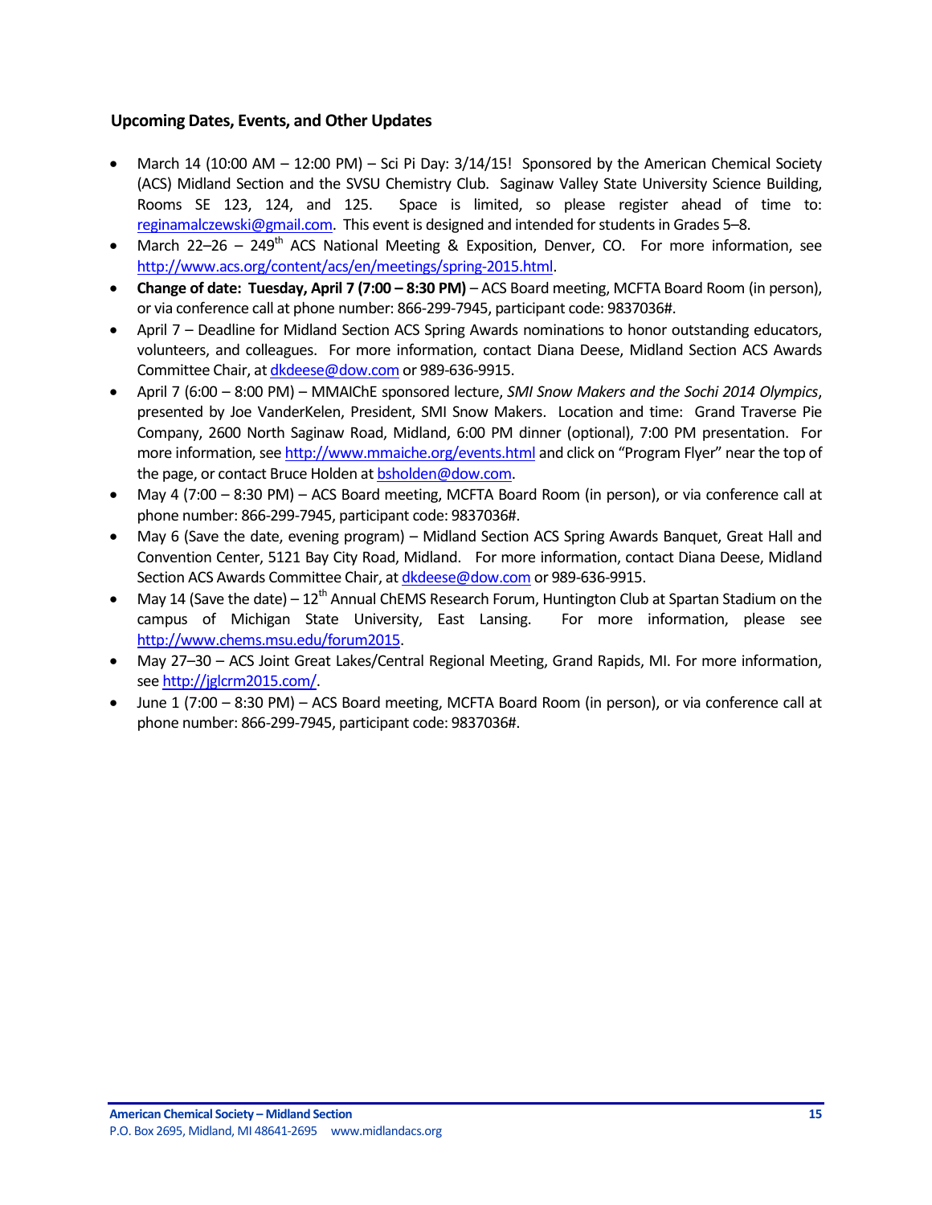### Upcoming Dates, Events, and Other Updates

- March 14 (10:00 AM – 12:00 PM) – Sci Pi Day: 3/14/15! Sponsored by the American Chemical Society (ACS) Midland Section and the SVSU Chemistry Club. Saginaw Valley State University Science Building, Rooms SE 123, 124, and 125. Space is limited, so please register ahead of time to: reginamalczewski@gmail.com. This event is designed and intended for students in Grades 5–8.
- March 22–26 – 249th ACS National Meeting & Exposition, Denver, CO. For more information, see http://www.acs.org/content/acs/en/meetings/spring-2015.html.
- **Change of date: Tuesday, April 7 (7:00 – 8:30 PM)** – ACS Board meeting, MCFTA Board Room (in person), or via conference call at phone number: 866-299-7945, participant code: 9837036#.
- April 7 – Deadline for Midland Section ACS Spring Awards nominations to honor outstanding educators, volunteers, and colleagues. For more information, contact Diana Deese, Midland Section ACS Awards Committee Chair, at dkdeese@dow.com or 989-636-9915.
- April 7 (6:00 – 8:00 PM) – MMAIChE sponsored lecture, *SMI Snow Makers and the Sochi 2014 Olympics*, presented by Joe VanderKelen, President, SMI Snow Makers. Location and time: Grand Traverse Pie Company, 2600 North Saginaw Road, Midland, 6:00 PM dinner (optional), 7:00 PM presentation. For more information, see http://www.mmaiche.org/events.html and click on "Program Flyer" near the top of the page, or contact Bruce Holden at bsholden@dow.com.
- May 4 (7:00 – 8:30 PM) – ACS Board meeting, MCFTA Board Room (in person), or via conference call at phone number: 866-299-7945, participant code: 9837036#.
- May 6 (Save the date, evening program) – Midland Section ACS Spring Awards Banquet, Great Hall and Convention Center, 5121 Bay City Road, Midland. For more information, contact Diana Deese, Midland Section ACS Awards Committee Chair, at dkdeese@dow.com or 989-636-9915.
- May 14 (Save the date) – 12th Annual ChEMS Research Forum, Huntington Club at Spartan Stadium on the campus of Michigan State University, East Lansing. For more information, please see http://www.chems.msu.edu/forum2015.
- May 27–30 – ACS Joint Great Lakes/Central Regional Meeting, Grand Rapids, MI. For more information, see http://jglcrm2015.com/.
- June 1 (7:00 – 8:30 PM) – ACS Board meeting, MCFTA Board Room (in person), or via conference call at phone number: 866-299-7945, participant code: 9837036#.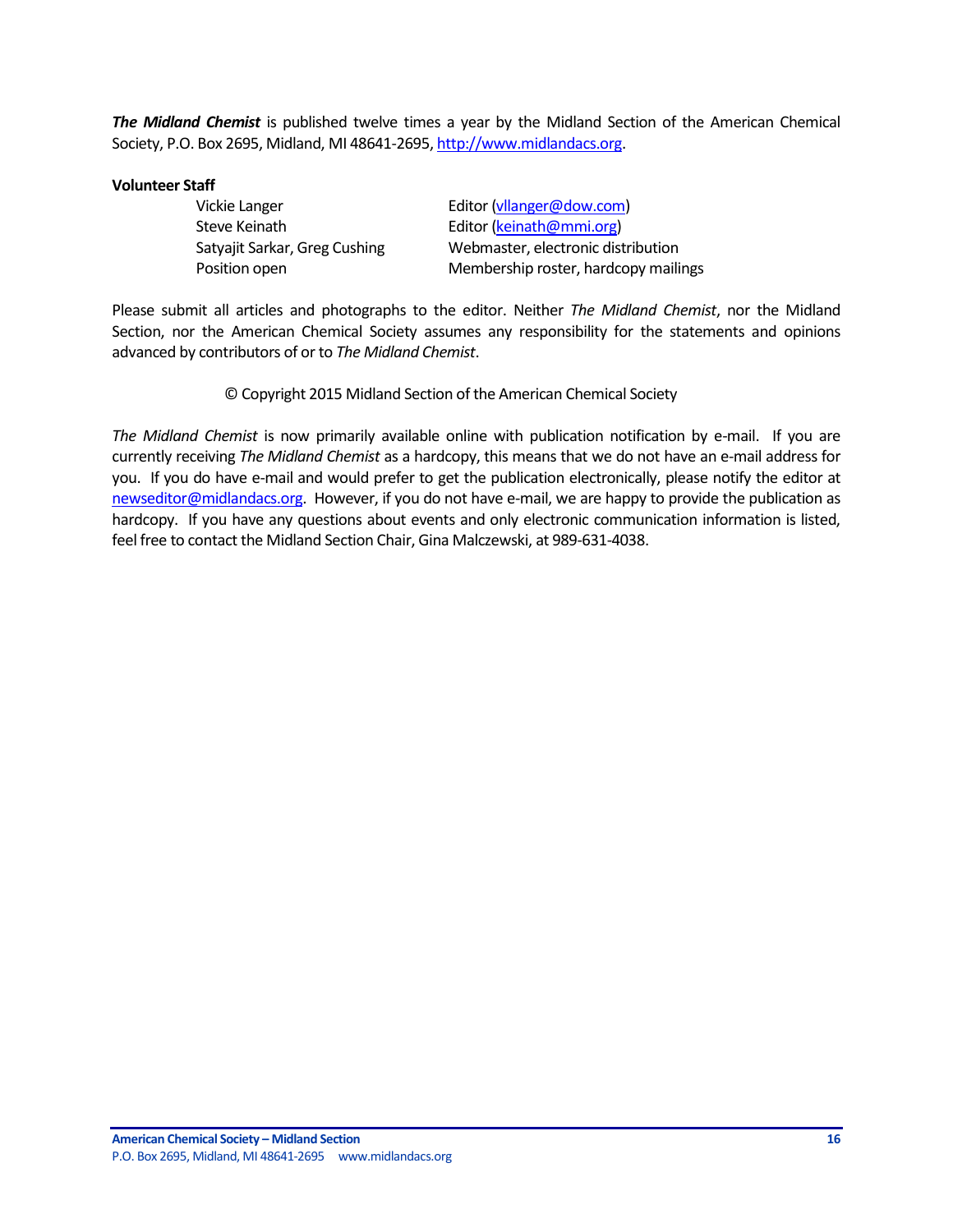***The Midland Chemist*** is published twelve times a year by the Midland Section of the American Chemical Society, P.O. Box 2695, Midland, MI 48641-2695, http://www.midlandacs.org.

**Volunteer Staff**

| | |
|---|---|
| Vickie Langer | Editor (vllanger@dow.com) |
| Steve Keinath | Editor (keinath@mmi.org) |
| Satyajit Sarkar, Greg Cushing | Webmaster, electronic distribution |
| Position open | Membership roster, hardcopy mailings |

Please submit all articles and photographs to the editor. Neither *The Midland Chemist*, nor the Midland Section, nor the American Chemical Society assumes any responsibility for the statements and opinions advanced by contributors of or to *The Midland Chemist*.

© Copyright 2015 Midland Section of the American Chemical Society

*The Midland Chemist* is now primarily available online with publication notification by e-mail. If you are currently receiving *The Midland Chemist* as a hardcopy, this means that we do not have an e-mail address for you. If you do have e-mail and would prefer to get the publication electronically, please notify the editor at newseditor@midlandacs.org. However, if you do not have e-mail, we are happy to provide the publication as hardcopy. If you have any questions about events and only electronic communication information is listed, feel free to contact the Midland Section Chair, Gina Malczewski, at 989-631-4038.